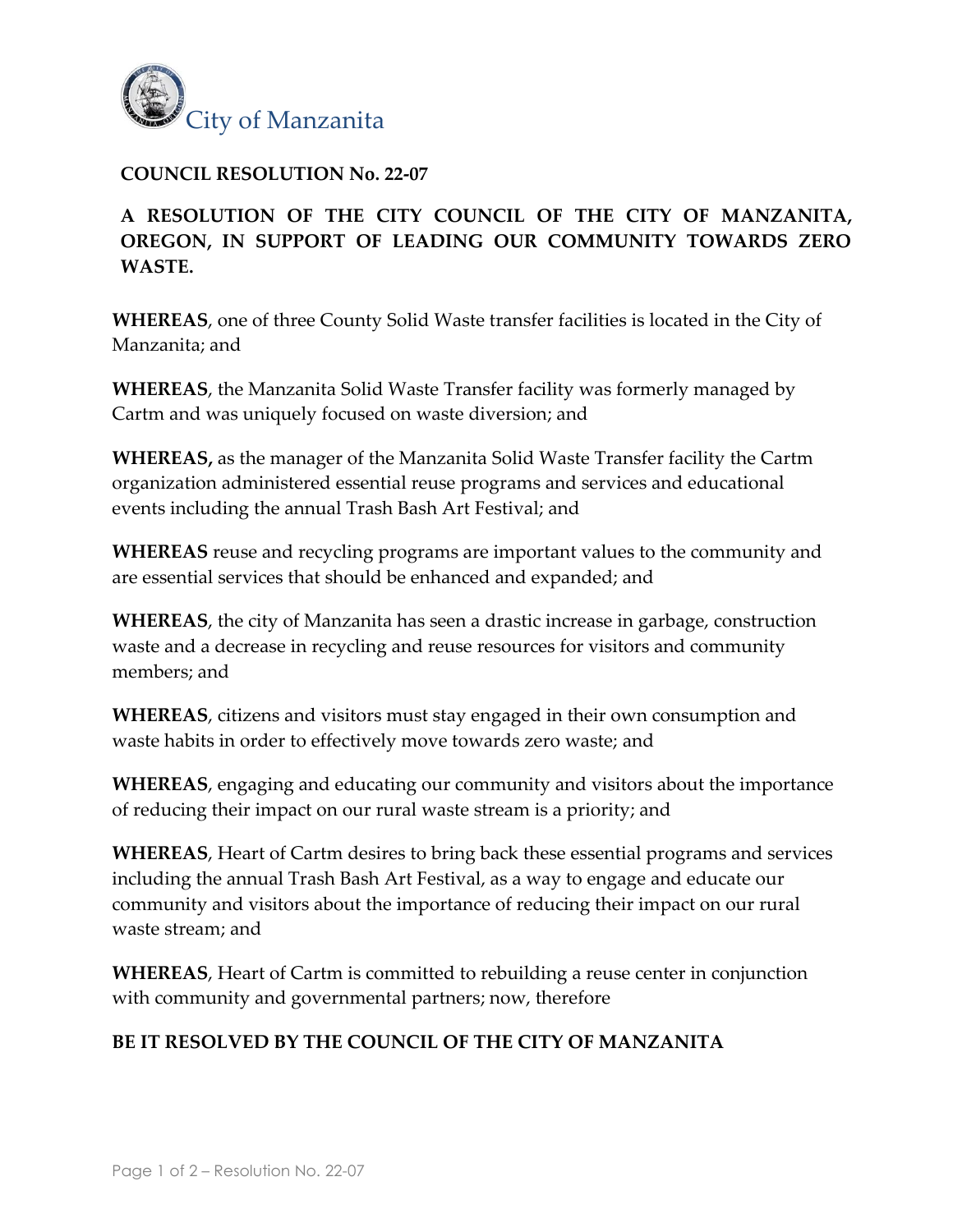City of Manzanita

**COUNCIL RESOLUTION No. 22-07**

**A RESOLUTION OF THE CITY COUNCIL OF THE CITY OF MANZANITA, OREGON, IN SUPPORT OF LEADING OUR COMMUNITY TOWARDS ZERO WASTE.**

**WHEREAS**, one of three County Solid Waste transfer facilities is located in the City of Manzanita; and

**WHEREAS**, the Manzanita Solid Waste Transfer facility was formerly managed by Cartm and was uniquely focused on waste diversion; and

**WHEREAS,** as the manager of the Manzanita Solid Waste Transfer facility the Cartm organization administered essential reuse programs and services and educational events including the annual Trash Bash Art Festival; and

**WHEREAS** reuse and recycling programs are important values to the community and are essential services that should be enhanced and expanded; and

**WHEREAS**, the city of Manzanita has seen a drastic increase in garbage, construction waste and a decrease in recycling and reuse resources for visitors and community members; and

**WHEREAS**, citizens and visitors must stay engaged in their own consumption and waste habits in order to effectively move towards zero waste; and

**WHEREAS**, engaging and educating our community and visitors about the importance of reducing their impact on our rural waste stream is a priority; and

**WHEREAS**, Heart of Cartm desires to bring back these essential programs and services including the annual Trash Bash Art Festival, as a way to engage and educate our community and visitors about the importance of reducing their impact on our rural waste stream; and

**WHEREAS**, Heart of Cartm is committed to rebuilding a reuse center in conjunction with community and governmental partners; now, therefore

**BE IT RESOLVED BY THE COUNCIL OF THE CITY OF MANZANITA**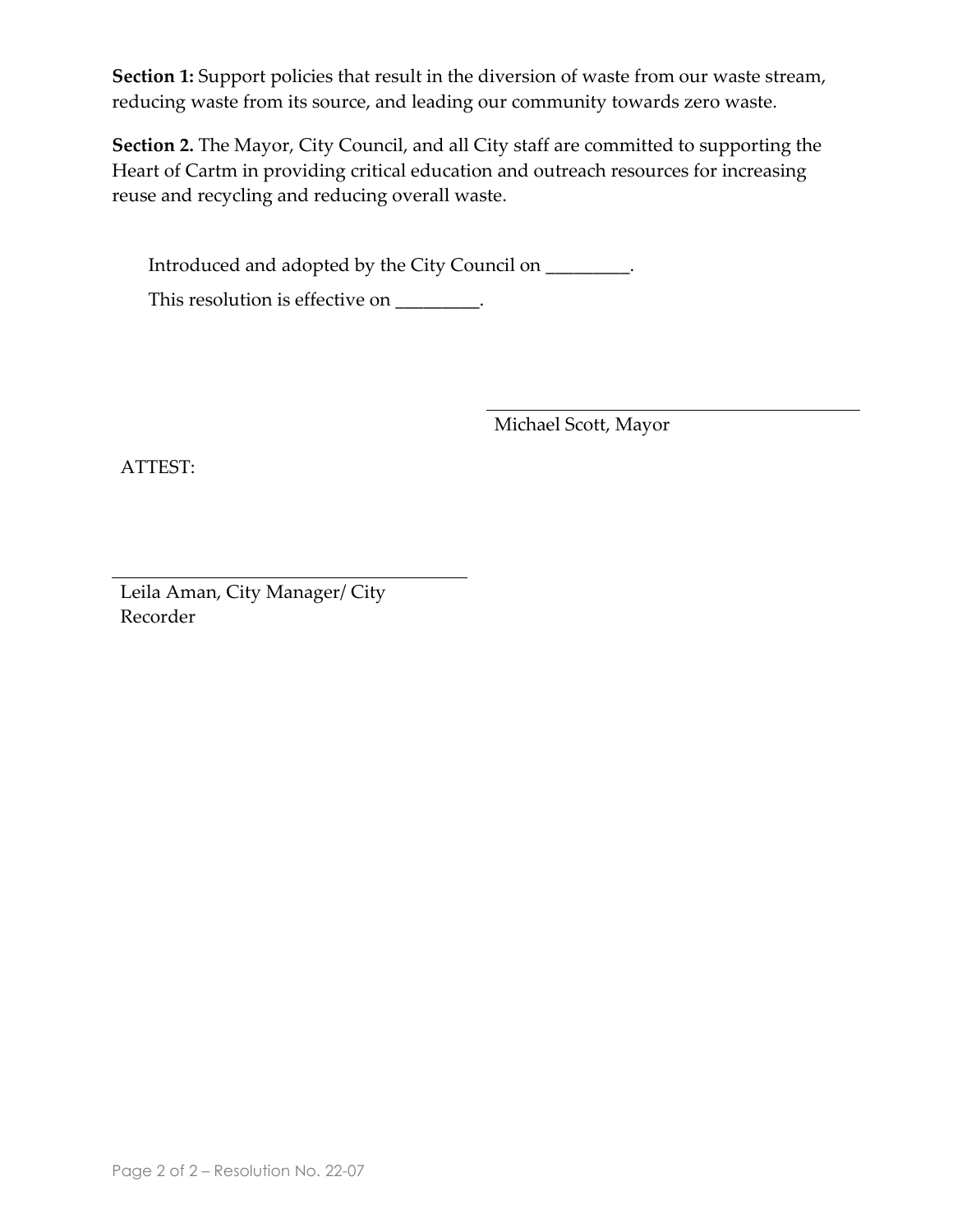**Section 1:** Support policies that result in the diversion of waste from our waste stream, reducing waste from its source, and leading our community towards zero waste.

**Section 2.** The Mayor, City Council, and all City staff are committed to supporting the Heart of Cartm in providing critical education and outreach resources for increasing reuse and recycling and reducing overall waste.

Introduced and adopted by the City Council on _________.

This resolution is effective on _________.

Michael Scott, Mayor

ATTEST:

Leila Aman, City Manager/ City Recorder